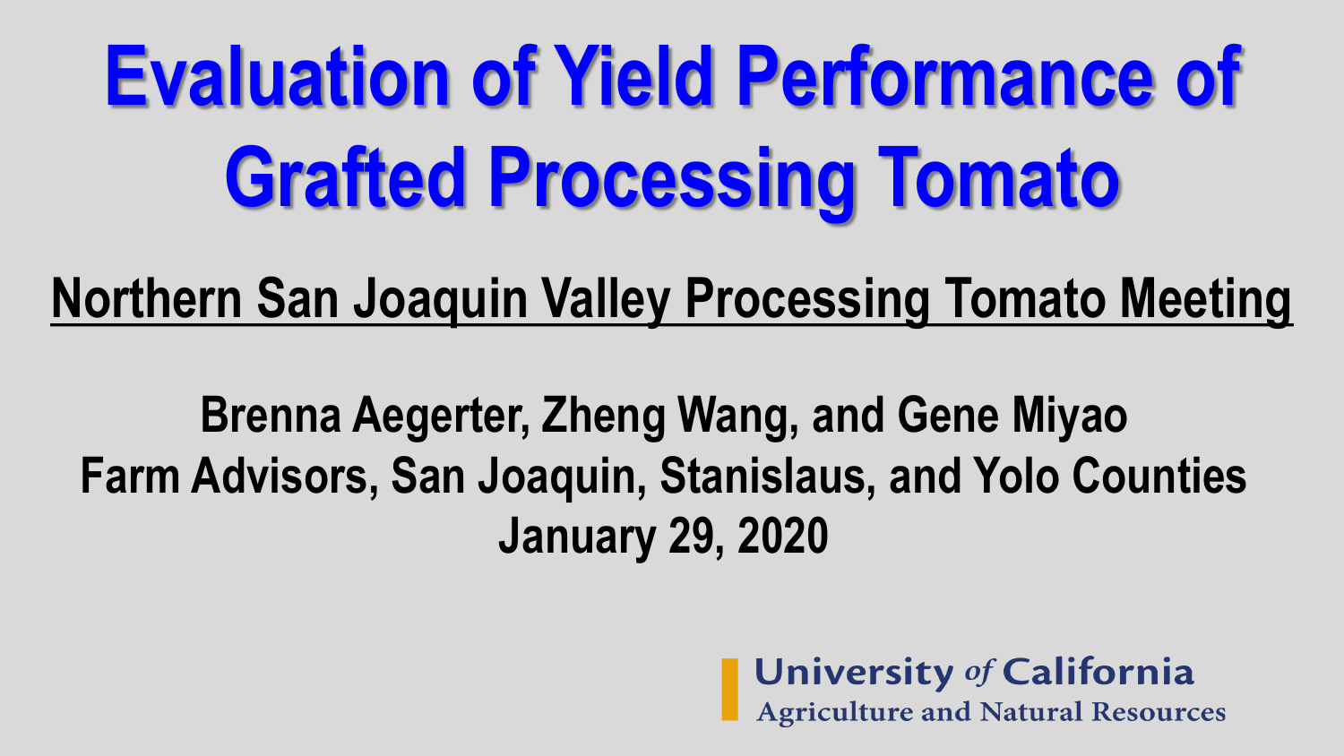# Evaluation of Yield Performance of Grafted Processing Tomato

## Northern San Joaquin Valley Processing Tomato Meeting

**Brenna Aegerter, Zheng Wang, and Gene Miyao**
**Farm Advisors, San Joaquin, Stanislaus, and Yolo Counties**
**January 29, 2020**

University *of* California
Agriculture and Natural Resources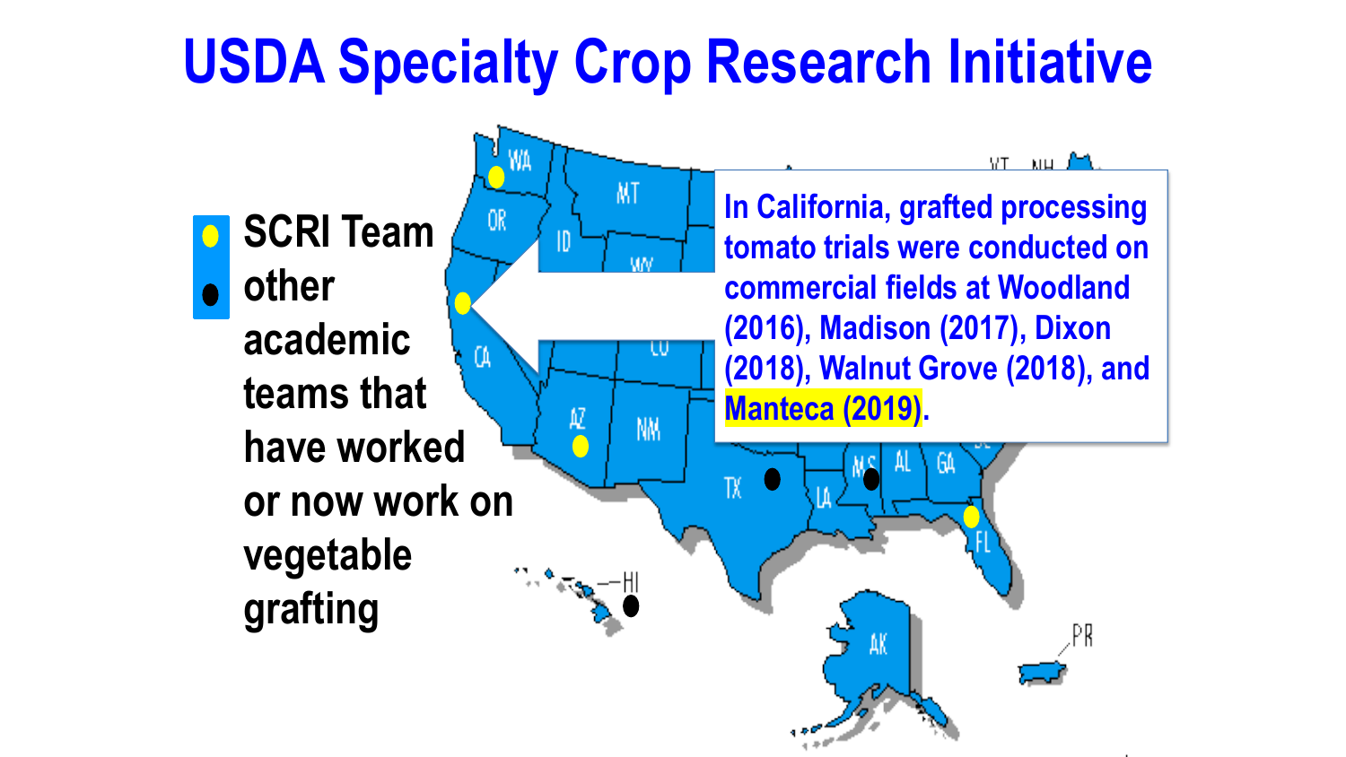# USDA Specialty Crop Research Initiative

- SCRI Team
- other academic teams that have worked or now work on vegetable grafting

In California, grafted processing tomato trials were conducted on commercial fields at Woodland (2016), Madison (2017), Dixon (2018), Walnut Grove (2018), and Manteca (2019).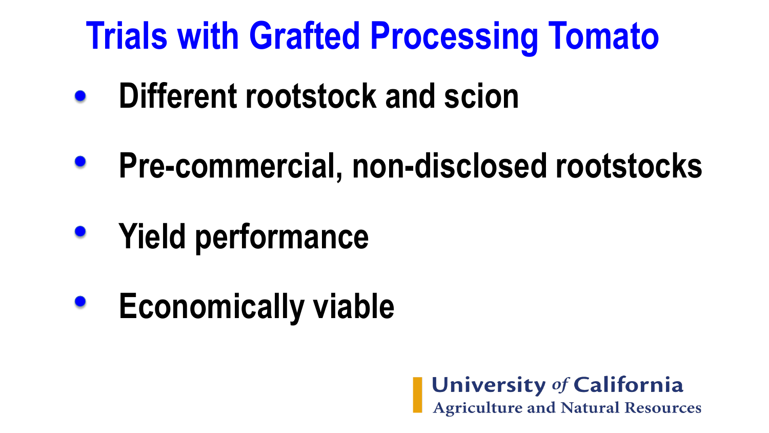# Trials with Grafted Processing Tomato

- Different rootstock and scion
- Pre-commercial, non-disclosed rootstocks
- Yield performance
- Economically viable

University *of* California
Agriculture and Natural Resources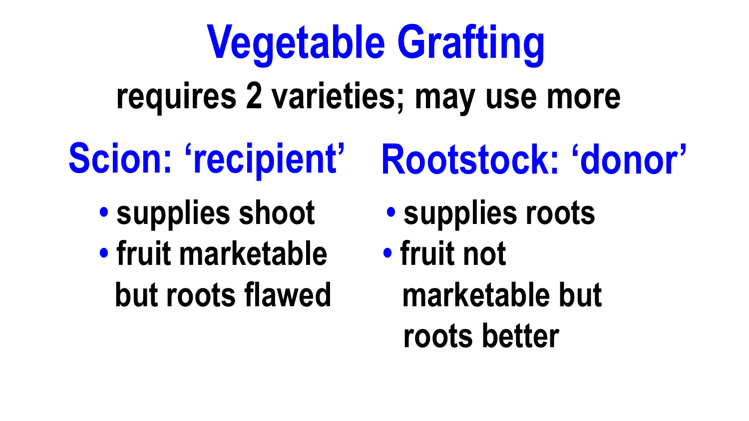# Vegetable Grafting

**requires 2 varieties; may use more**

## Scion: 'recipient'

- supplies shoot
- fruit marketable but roots flawed

## Rootstock: 'donor'

- supplies roots
- fruit not marketable but roots better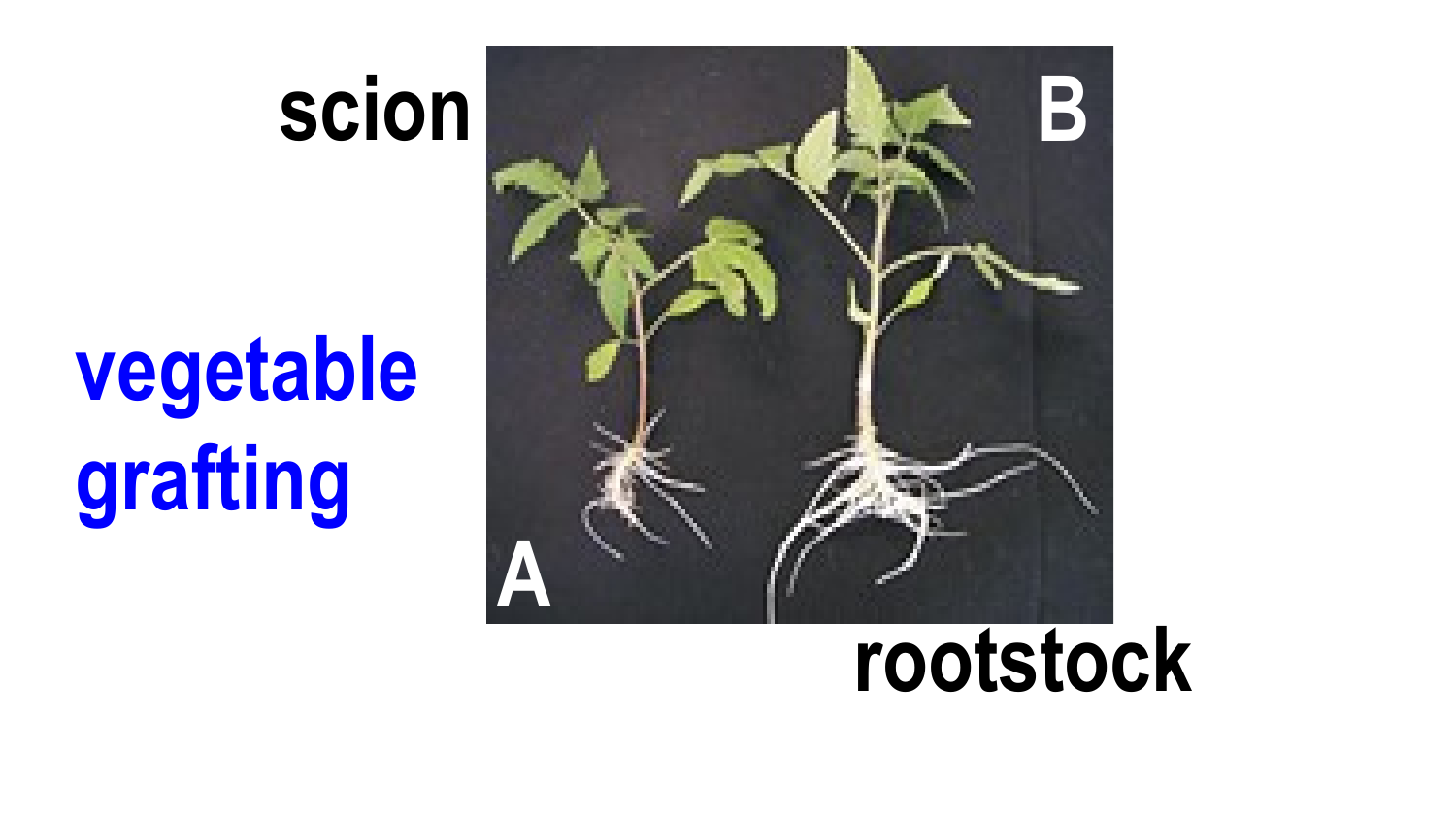scion

vegetable grafting

rootstock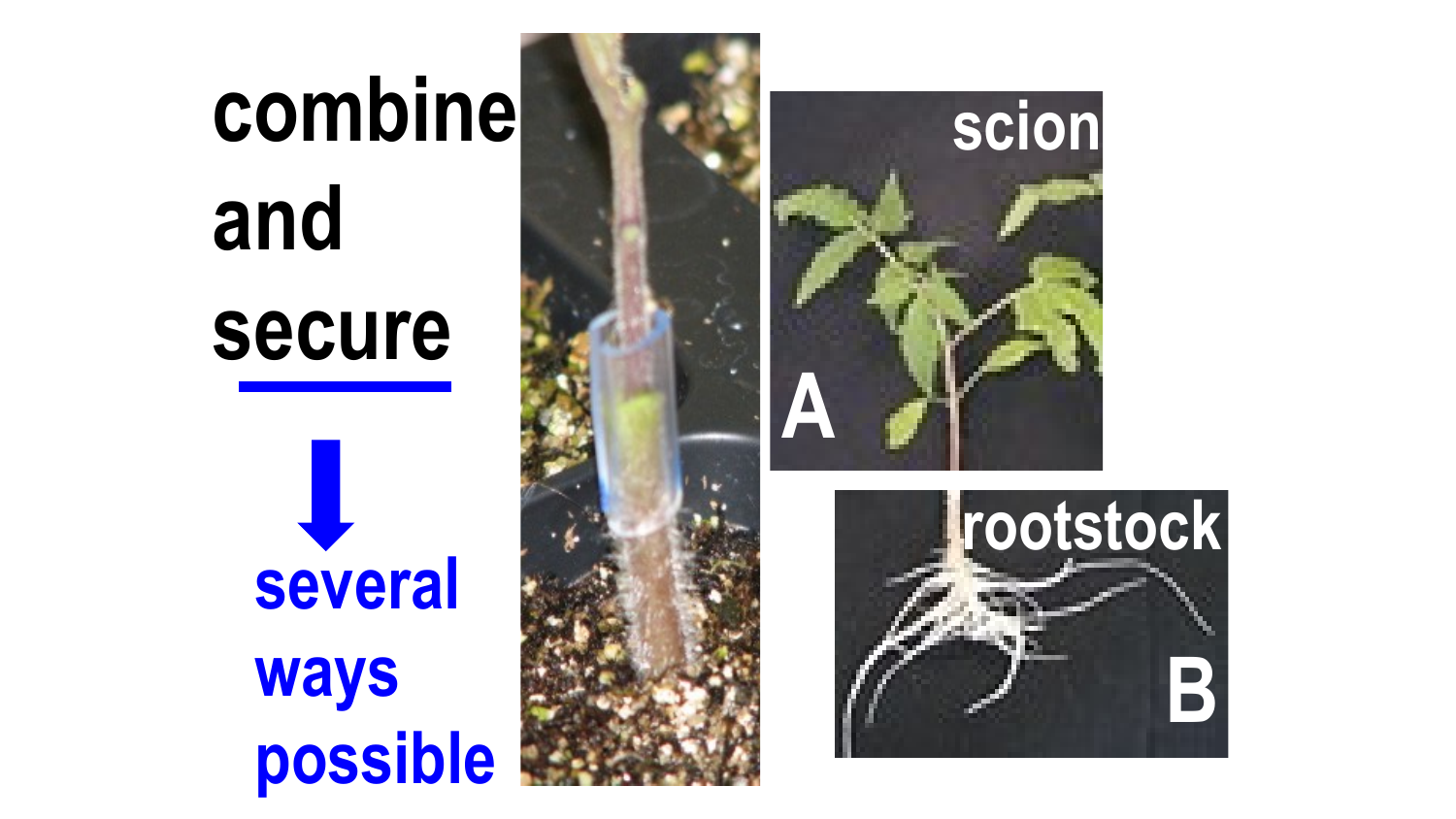combine
and
secure

several
ways
possible

scion

A

rootstock

B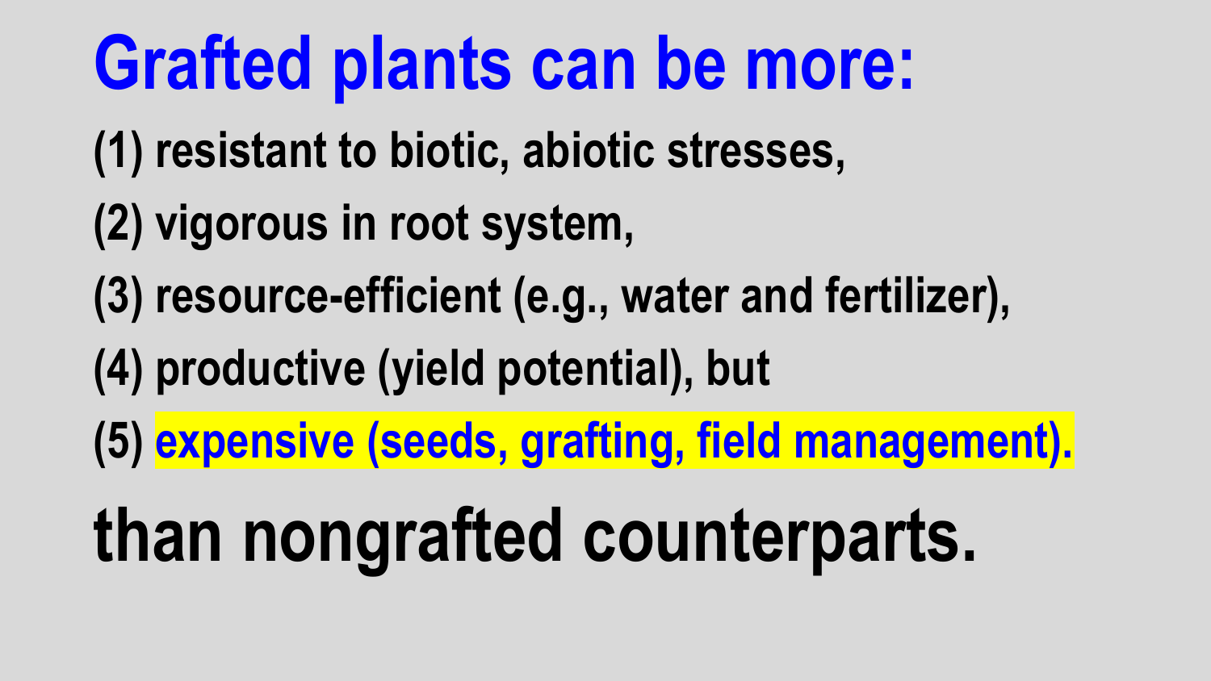# Grafted plants can be more:

**(1) resistant to biotic, abiotic stresses,**

**(2) vigorous in root system,**

**(3) resource-efficient (e.g., water and fertilizer),**

**(4) productive (yield potential), but**

**(5) expensive (seeds, grafting, field management).**

**than nongrafted counterparts.**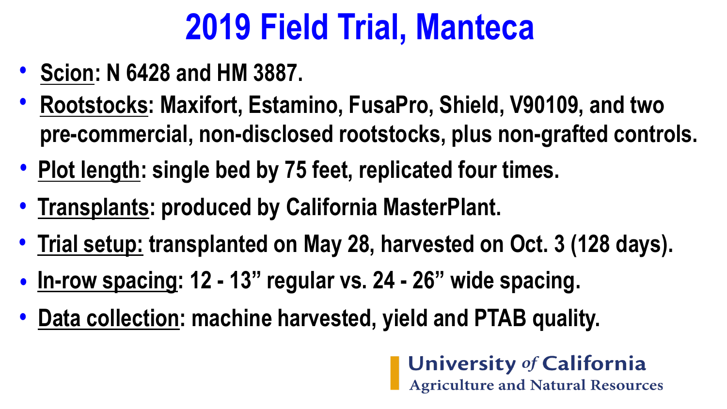# 2019 Field Trial, Manteca

- **Scion**: N 6428 and HM 3887.
- **Rootstocks**: Maxifort, Estamino, FusaPro, Shield, V90109, and two pre-commercial, non-disclosed rootstocks, plus non-grafted controls.
- **Plot length**: single bed by 75 feet, replicated four times.
- **Transplants**: produced by California MasterPlant.
- **Trial setup:** transplanted on May 28, harvested on Oct. 3 (128 days).
- **In-row spacing**: 12 - 13” regular vs. 24 - 26” wide spacing.
- **Data collection**: machine harvested, yield and PTAB quality.

University *of* California
Agriculture and Natural Resources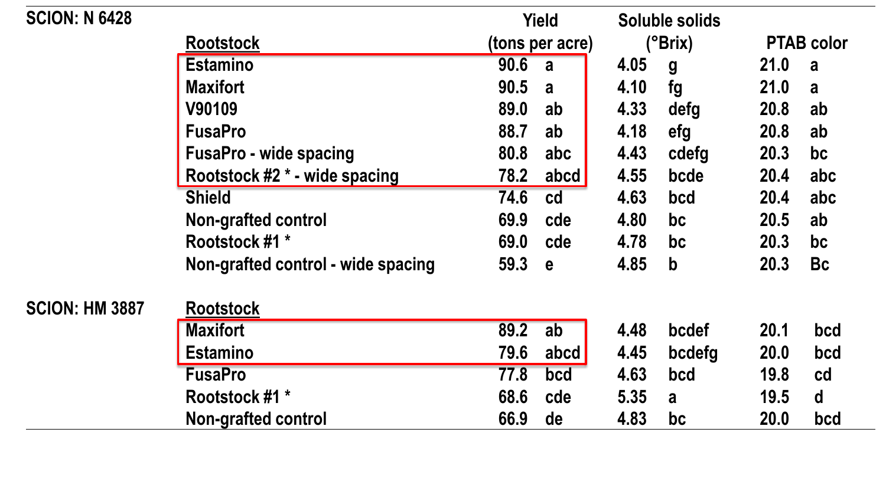| SCION: N 6428 | Rootstock | Yield (tons per acre) | | Soluble solids (°Brix) | | PTAB color | |
|---|---|---|---|---|---|---|---|
| | Estamino | 90.6 | a | 4.05 | g | 21.0 | a |
| | Maxifort | 90.5 | a | 4.10 | fg | 21.0 | a |
| | V90109 | 89.0 | ab | 4.33 | defg | 20.8 | ab |
| | FusaPro | 88.7 | ab | 4.18 | efg | 20.8 | ab |
| | FusaPro - wide spacing | 80.8 | abc | 4.43 | cdefg | 20.3 | bc |
| | Rootstock #2 * - wide spacing | 78.2 | abcd | 4.55 | bcde | 20.4 | abc |
| | Shield | 74.6 | cd | 4.63 | bcd | 20.4 | abc |
| | Non-grafted control | 69.9 | cde | 4.80 | bc | 20.5 | ab |
| | Rootstock #1 * | 69.0 | cde | 4.78 | bc | 20.3 | bc |
| | Non-grafted control - wide spacing | 59.3 | e | 4.85 | b | 20.3 | Bc |
| **SCION: HM 3887** | **Rootstock** | | | | | | |
| | Maxifort | 89.2 | ab | 4.48 | bcdef | 20.1 | bcd |
| | Estamino | 79.6 | abcd | 4.45 | bcdefg | 20.0 | bcd |
| | FusaPro | 77.8 | bcd | 4.63 | bcd | 19.8 | cd |
| | Rootstock #1 * | 68.6 | cde | 5.35 | a | 19.5 | d |
| | Non-grafted control | 66.9 | de | 4.83 | bc | 20.0 | bcd |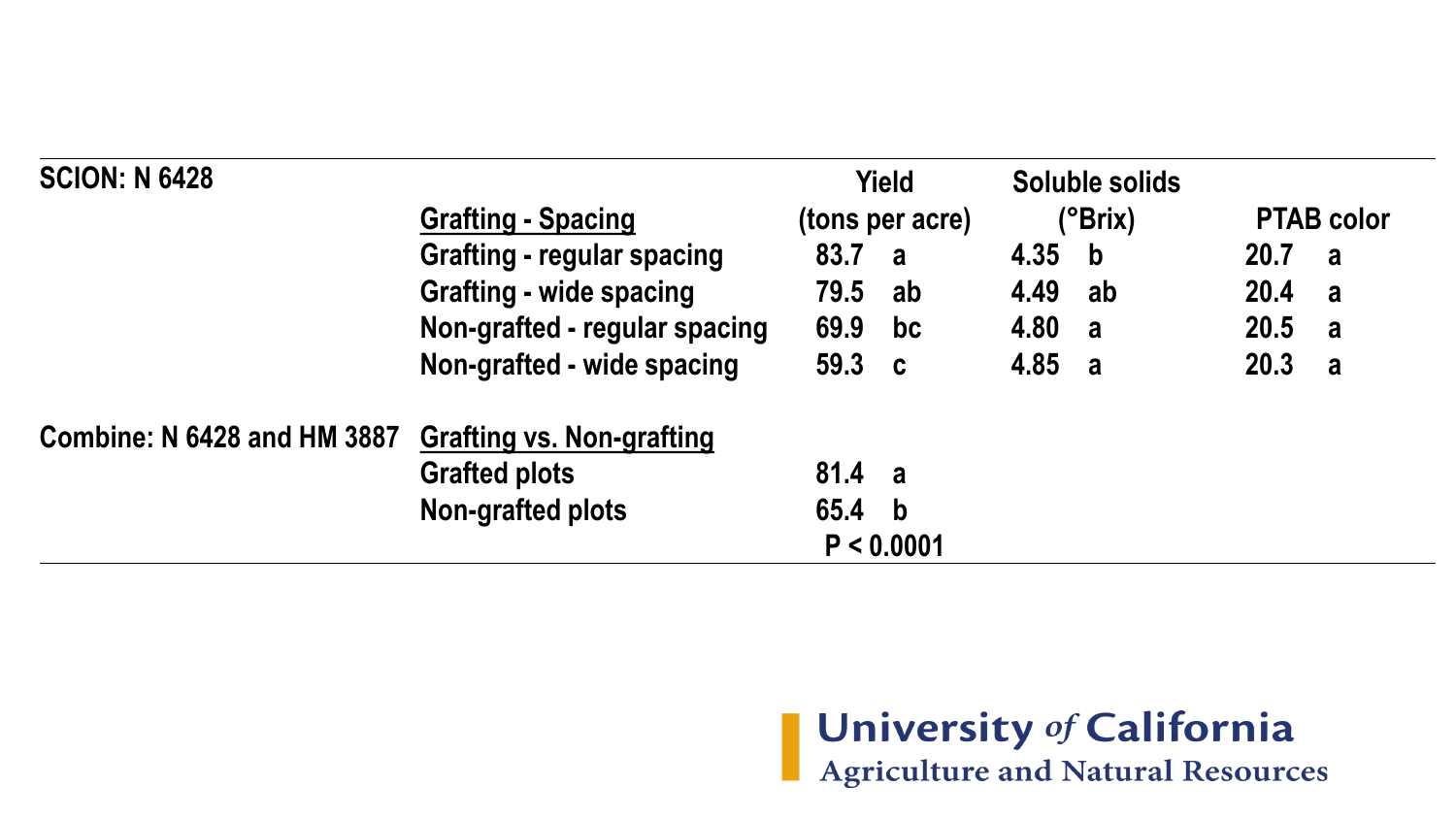| SCION: N 6428 | Grafting - Spacing | Yield (tons per acre) | | Soluble solids (°Brix) | | PTAB color | |
|---|---|---|---|---|---|---|---|
| | Grafting - regular spacing | 83.7 | a | 4.35 | b | 20.7 | a |
| | Grafting - wide spacing | 79.5 | ab | 4.49 | ab | 20.4 | a |
| | Non-grafted - regular spacing | 69.9 | bc | 4.80 | a | 20.5 | a |
| | Non-grafted - wide spacing | 59.3 | c | 4.85 | a | 20.3 | a |
| Combine: N 6428 and HM 3887 | Grafting vs. Non-grafting | | | | | | |
| | Grafted plots | 81.4 | a | | | | |
| | Non-grafted plots | 65.4 | b | | | | |
| | | $P < 0.0001$ | | | | | |

University *of* California
Agriculture and Natural Resources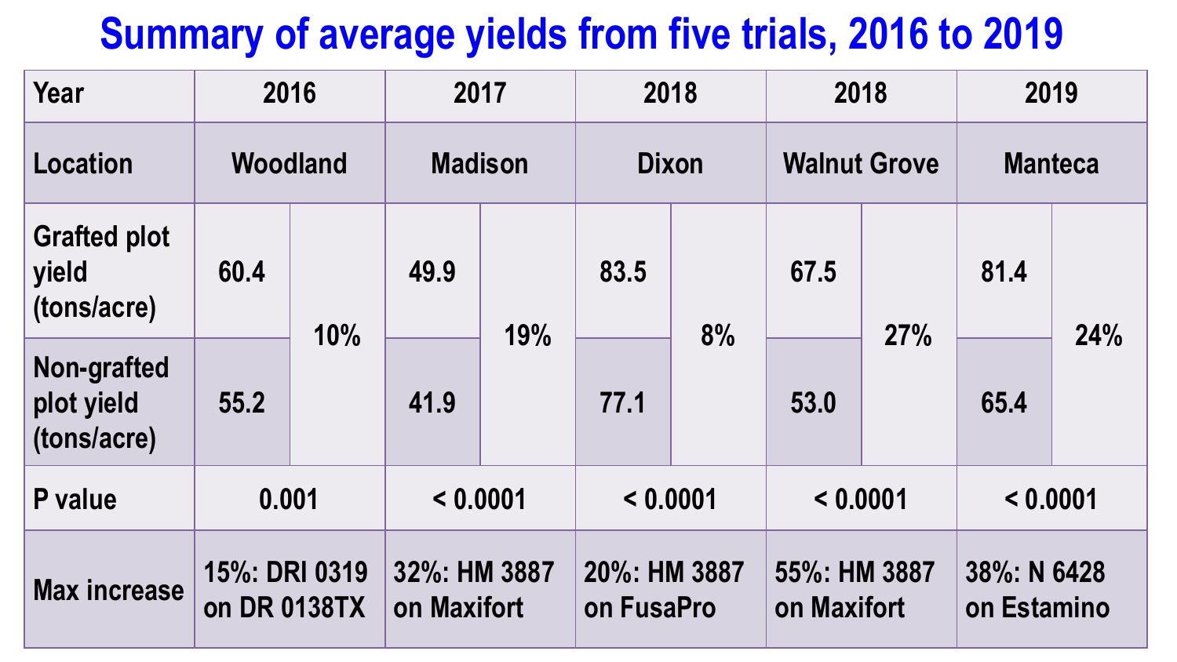# Summary of average yields from five trials, 2016 to 2019

| Year | 2016 | | 2017 | | 2018 | | 2018 | | 2019 | |
|---|---|---|---|---|---|---|---|---|---|---|
| Location | Woodland | | Madison | | Dixon | | Walnut Grove | | Manteca | |
| Grafted plot yield (tons/acre) | 60.4 | 10% | 49.9 | 19% | 83.5 | 8% | 67.5 | 27% | 81.4 | 24% |
| Non-grafted plot yield (tons/acre) | 55.2 | | 41.9 | | 77.1 | | 53.0 | | 65.4 | |
| P value | 0.001 | | < 0.0001 | | < 0.0001 | | < 0.0001 | | < 0.0001 | |
| Max increase | 15%: DRI 0319 on DR 0138TX | | 32%: HM 3887 on Maxifort | | 20%: HM 3887 on FusaPro | | 55%: HM 3887 on Maxifort | | 38%: N 6428 on Estamino | |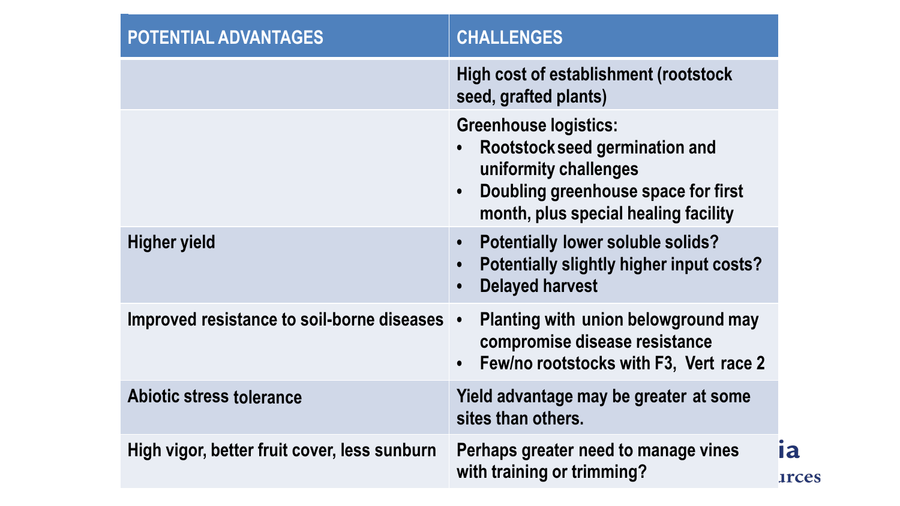| POTENTIAL ADVANTAGES | CHALLENGES |
| --- | --- |
| | High cost of establishment (rootstock seed, grafted plants) |
| | Greenhouse logistics:<br>• Rootstock seed germination and uniformity challenges<br>• Doubling greenhouse space for first month, plus special healing facility |
| Higher yield | • Potentially lower soluble solids?<br>• Potentially slightly higher input costs?<br>• Delayed harvest |
| Improved resistance to soil-borne diseases | • Planting with union belowground may compromise disease resistance<br>• Few/no rootstocks with F3, Vert race 2 |
| Abiotic stress tolerance | Yield advantage may be greater at some sites than others. |
| High vigor, better fruit cover, less sunburn | Perhaps greater need to manage vines with training or trimming? |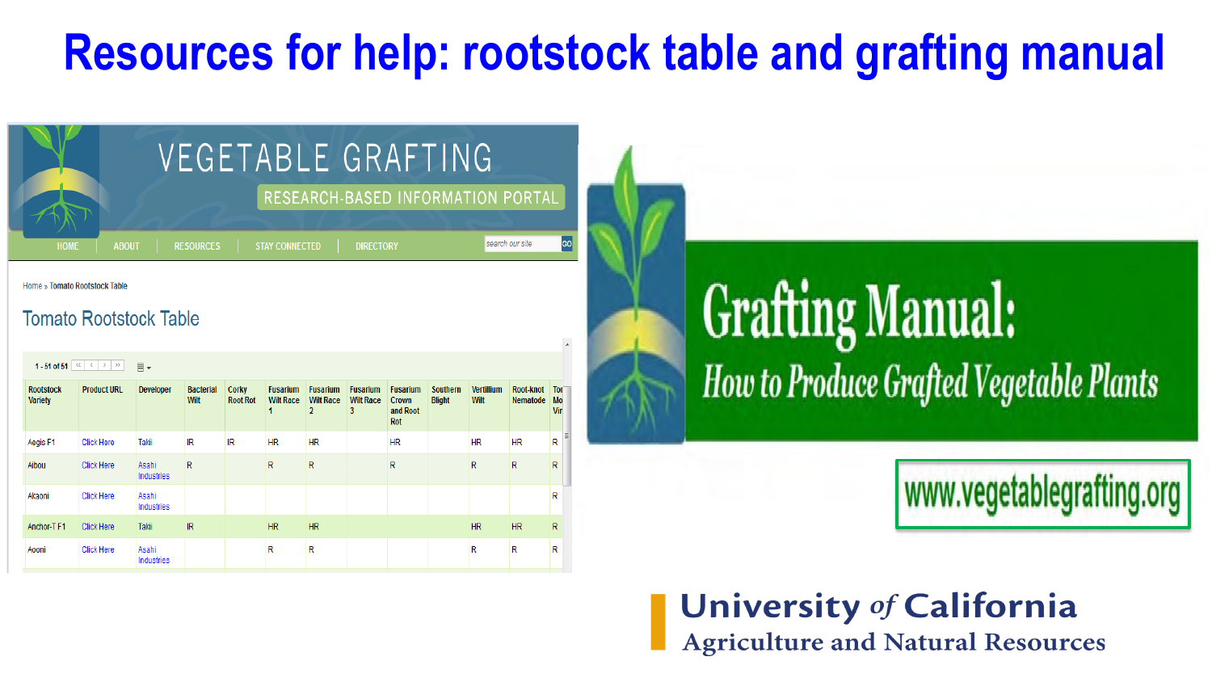# Resources for help: rootstock table and grafting manual

VEGETABLE GRAFTING

RESEARCH-BASED INFORMATION PORTAL

HOME | ABOUT | RESOURCES | STAY CONNECTED | DIRECTORY

Home » Tomato Rootstock Table

## Tomato Rootstock Table

1 - 51 of 51

| Rootstock Variety | Product URL | Developer | Bacterial Wilt | Corky Root Rot | Fusarium Wilt Race 1 | Fusarium Wilt Race 2 | Fusarium Wilt Race 3 | Fusarium Crown and Root Rot | Southern Blight | Vertillium Wilt | Root-knot Nematode | To Mo Vir |
|---|---|---|---|---|---|---|---|---|---|---|---|---|
| Aegis F1 | Click Here | Takii | IR | IR | HR | HR | | HR | | HR | HR | R |
| Aibou | Click Here | Asahi Industries | R | | R | R | | R | | R | R | R |
| Akaoni | Click Here | Asahi Industries | | | | | | | | | | R |
| Anchor-T F1 | Click Here | Takii | IR | | HR | HR | | | | HR | HR | R |
| Aooni | Click Here | Asahi Industries | | | R | R | | | | R | R | R |

**Grafting Manual:**
*How to Produce Grafted Vegetable Plants*

www.vegetablegrafting.org

University of California
Agriculture and Natural Resources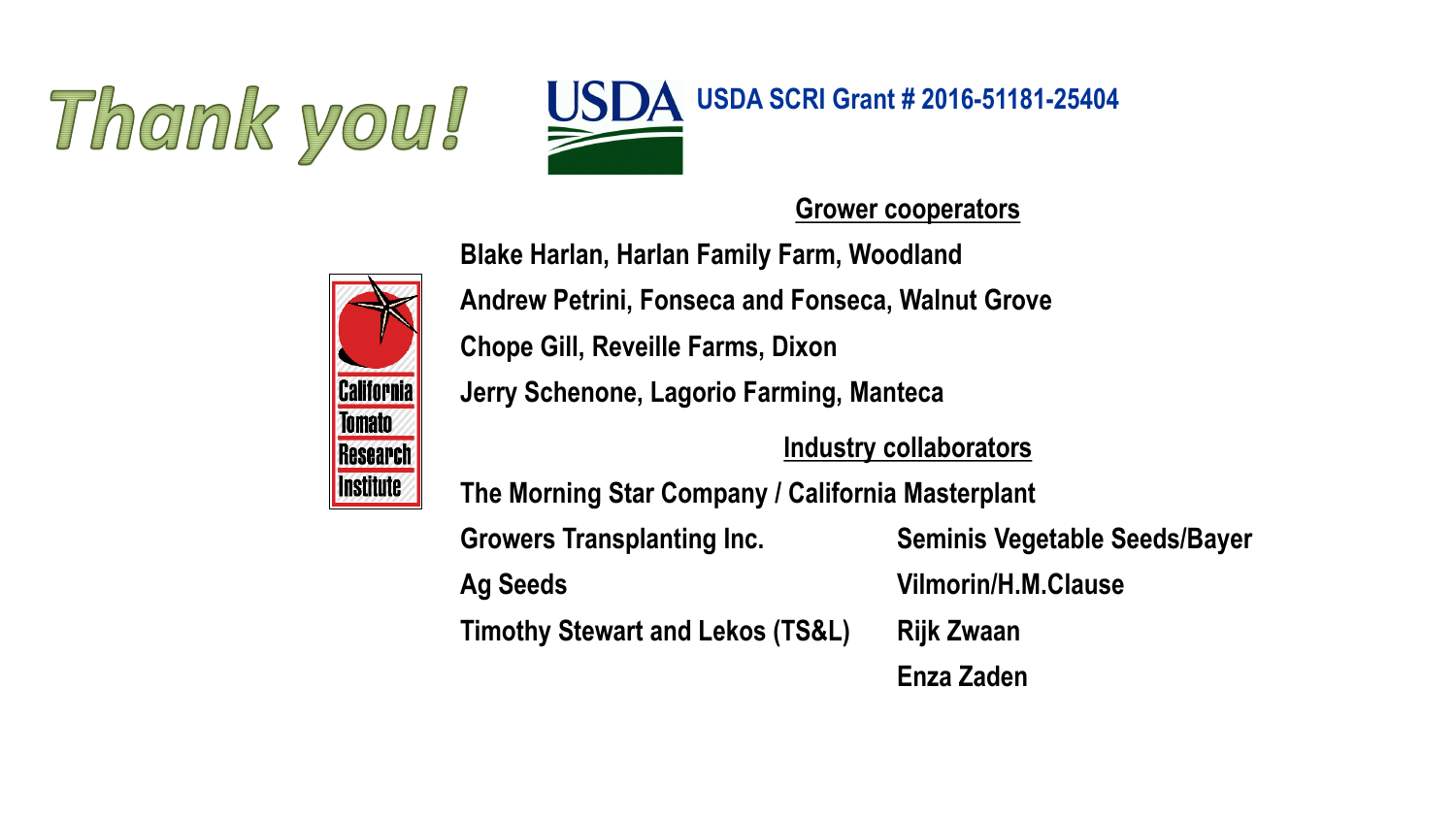# Thank you!

USDA SCRI Grant # 2016-51181-25404

California Tomato Research Institute

**Grower cooperators**

Blake Harlan, Harlan Family Farm, Woodland

Andrew Petrini, Fonseca and Fonseca, Walnut Grove

Chope Gill, Reveille Farms, Dixon

Jerry Schenone, Lagorio Farming, Manteca

**Industry collaborators**

The Morning Star Company / California Masterplant

Growers Transplanting Inc.

Ag Seeds

Timothy Stewart and Lekos (TS&L)

Seminis Vegetable Seeds/Bayer

Vilmorin/H.M.Clause

Rijk Zwaan

Enza Zaden